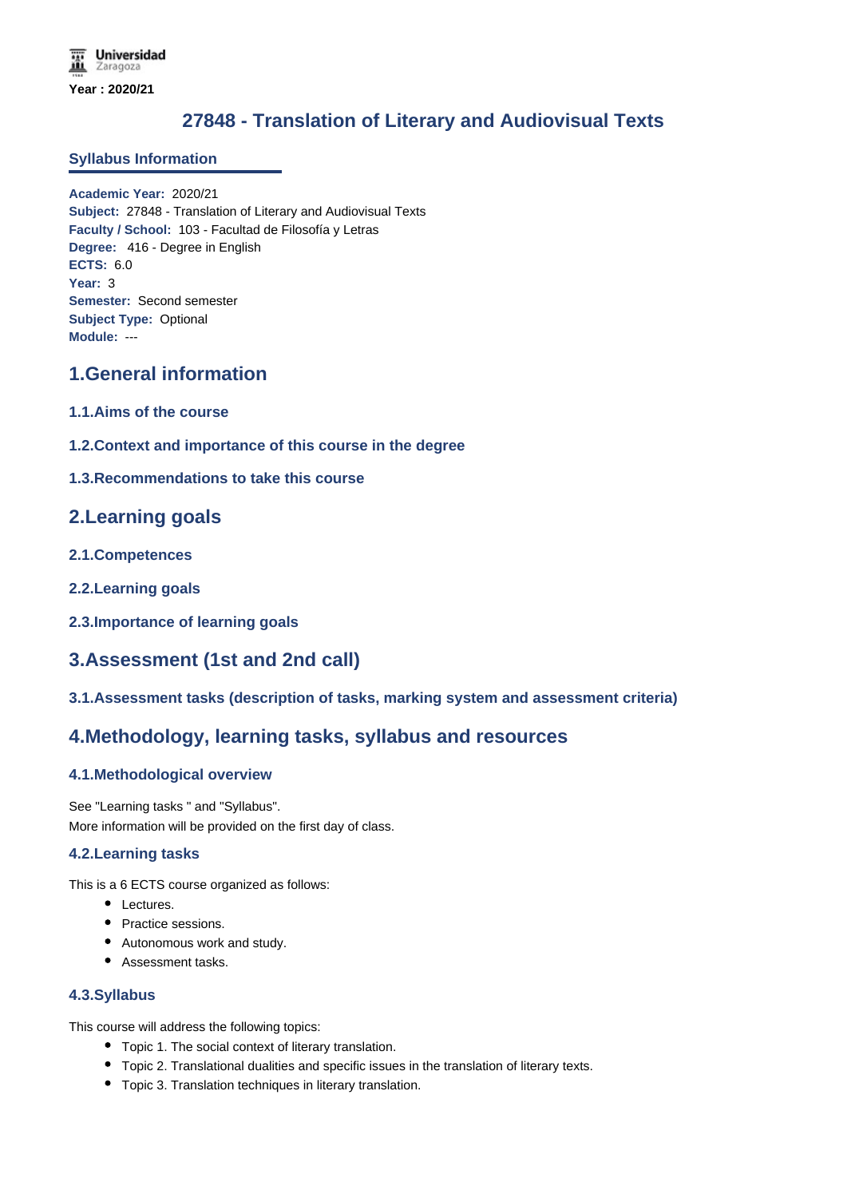Universidad Zaragoza

**Year : 2020/21**

# 27848 - Translation of Literary and Audiovisual Texts

## Syllabus Information

**Academic Year:** 2020/21
**Subject:** 27848 - Translation of Literary and Audiovisual Texts
**Faculty / School:** 103 - Facultad de Filosofía y Letras
**Degree:** 416 - Degree in English
**ECTS:** 6.0
**Year:** 3
**Semester:** Second semester
**Subject Type:** Optional
**Module:** ---

## 1.General information

### 1.1.Aims of the course

### 1.2.Context and importance of this course in the degree

### 1.3.Recommendations to take this course

## 2.Learning goals

### 2.1.Competences

### 2.2.Learning goals

### 2.3.Importance of learning goals

## 3.Assessment (1st and 2nd call)

### 3.1.Assessment tasks (description of tasks, marking system and assessment criteria)

## 4.Methodology, learning tasks, syllabus and resources

### 4.1.Methodological overview

See "Learning tasks " and "Syllabus".
More information will be provided on the first day of class.

### 4.2.Learning tasks

This is a 6 ECTS course organized as follows:

- Lectures.
- Practice sessions.
- Autonomous work and study.
- Assessment tasks.

### 4.3.Syllabus

This course will address the following topics:

- Topic 1. The social context of literary translation.
- Topic 2. Translational dualities and specific issues in the translation of literary texts.
- Topic 3. Translation techniques in literary translation.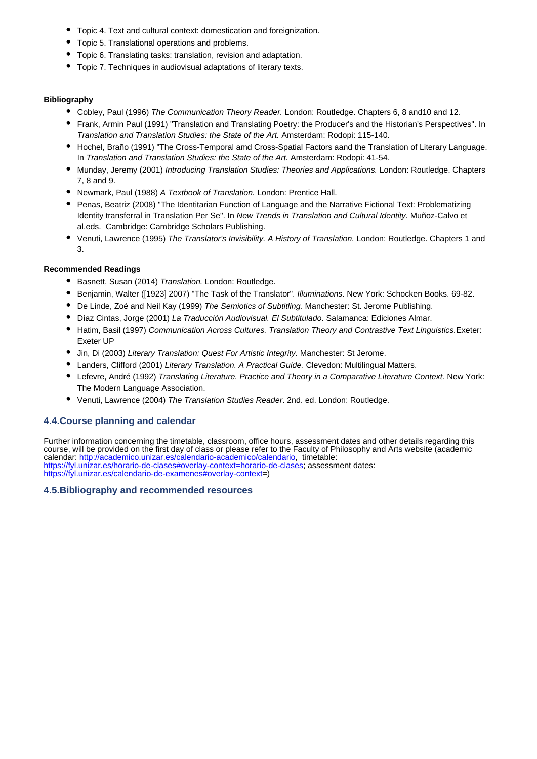- Topic 4. Text and cultural context: domestication and foreignization.
- Topic 5. Translational operations and problems.
- Topic 6. Translating tasks: translation, revision and adaptation.
- Topic 7. Techniques in audiovisual adaptations of literary texts.

**Bibliography**

- Cobley, Paul (1996) *The Communication Theory Reader.* London: Routledge. Chapters 6, 8 and10 and 12.
- Frank, Armin Paul (1991) "Translation and Translating Poetry: the Producer's and the Historian's Perspectives". In *Translation and Translation Studies: the State of the Art.* Amsterdam: Rodopi: 115-140.
- Hochel, Braño (1991) "The Cross-Temporal amd Cross-Spatial Factors aand the Translation of Literary Language. In *Translation and Translation Studies: the State of the Art.* Amsterdam: Rodopi: 41-54.
- Munday, Jeremy (2001) *Introducing Translation Studies: Theories and Applications.* London: Routledge. Chapters 7, 8 and 9.
- Newmark, Paul (1988) *A Textbook of Translation.* London: Prentice Hall.
- Penas, Beatriz (2008) "The Identitarian Function of Language and the Narrative Fictional Text: Problematizing Identity transferral in Translation Per Se". In *New Trends in Translation and Cultural Identity.* Muñoz-Calvo et al.eds. Cambridge: Cambridge Scholars Publishing.
- Venuti, Lawrence (1995) *The Translator's Invisibility. A History of Translation.* London: Routledge. Chapters 1 and 3.

**Recommended Readings**

- Basnett, Susan (2014) *Translation.* London: Routledge.
- Benjamin, Walter ([1923] 2007) "The Task of the Translator". *Illuminations*. New York: Schocken Books. 69-82.
- De Linde, Zoé and Neil Kay (1999) *The Semiotics of Subtitling.* Manchester: St. Jerome Publishing.
- Díaz Cintas, Jorge (2001) *La Traducción Audiovisual. El Subtitulado*. Salamanca: Ediciones Almar.
- Hatim, Basil (1997) *Communication Across Cultures. Translation Theory and Contrastive Text Linguistics.*Exeter: Exeter UP
- Jin, Di (2003) *Literary Translation: Quest For Artistic Integrity.* Manchester: St Jerome.
- Landers, Clifford (2001) *Literary Translation. A Practical Guide.* Clevedon: Multilingual Matters.
- Lefevre, André (1992) *Translating Literature. Practice and Theory in a Comparative Literature Context.* New York: The Modern Language Association.
- Venuti, Lawrence (2004) *The Translation Studies Reader*. 2nd. ed. London: Routledge.

## 4.4.Course planning and calendar

Further information concerning the timetable, classroom, office hours, assessment dates and other details regarding this course, will be provided on the first day of class or please refer to the Faculty of Philosophy and Arts website (academic calendar: http://academico.unizar.es/calendario-academico/calendario, timetable: https://fyl.unizar.es/horario-de-clases#overlay-context=horario-de-clases; assessment dates: https://fyl.unizar.es/calendario-de-examenes#overlay-context=)

## 4.5.Bibliography and recommended resources